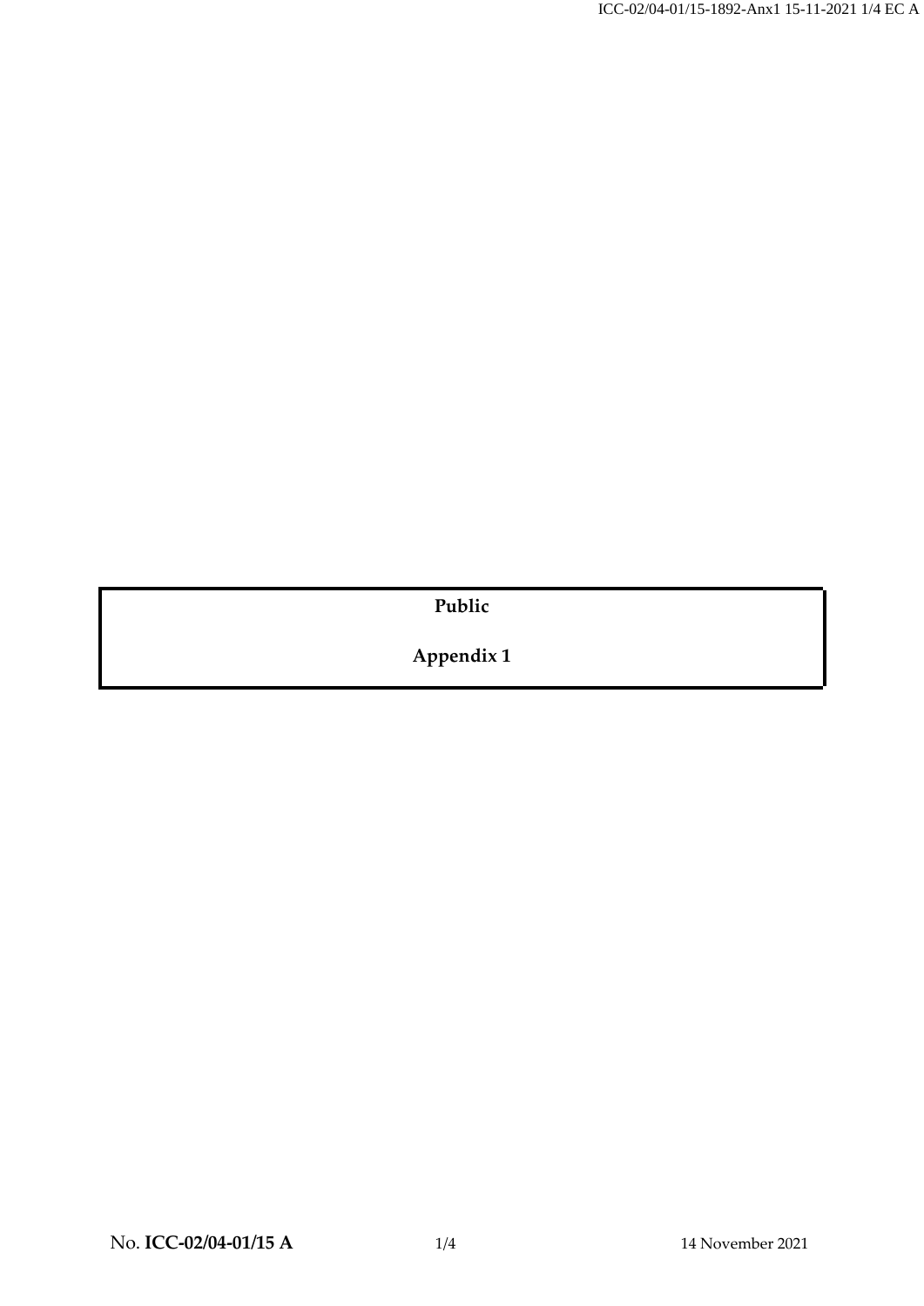**Public**

**Appendix 1**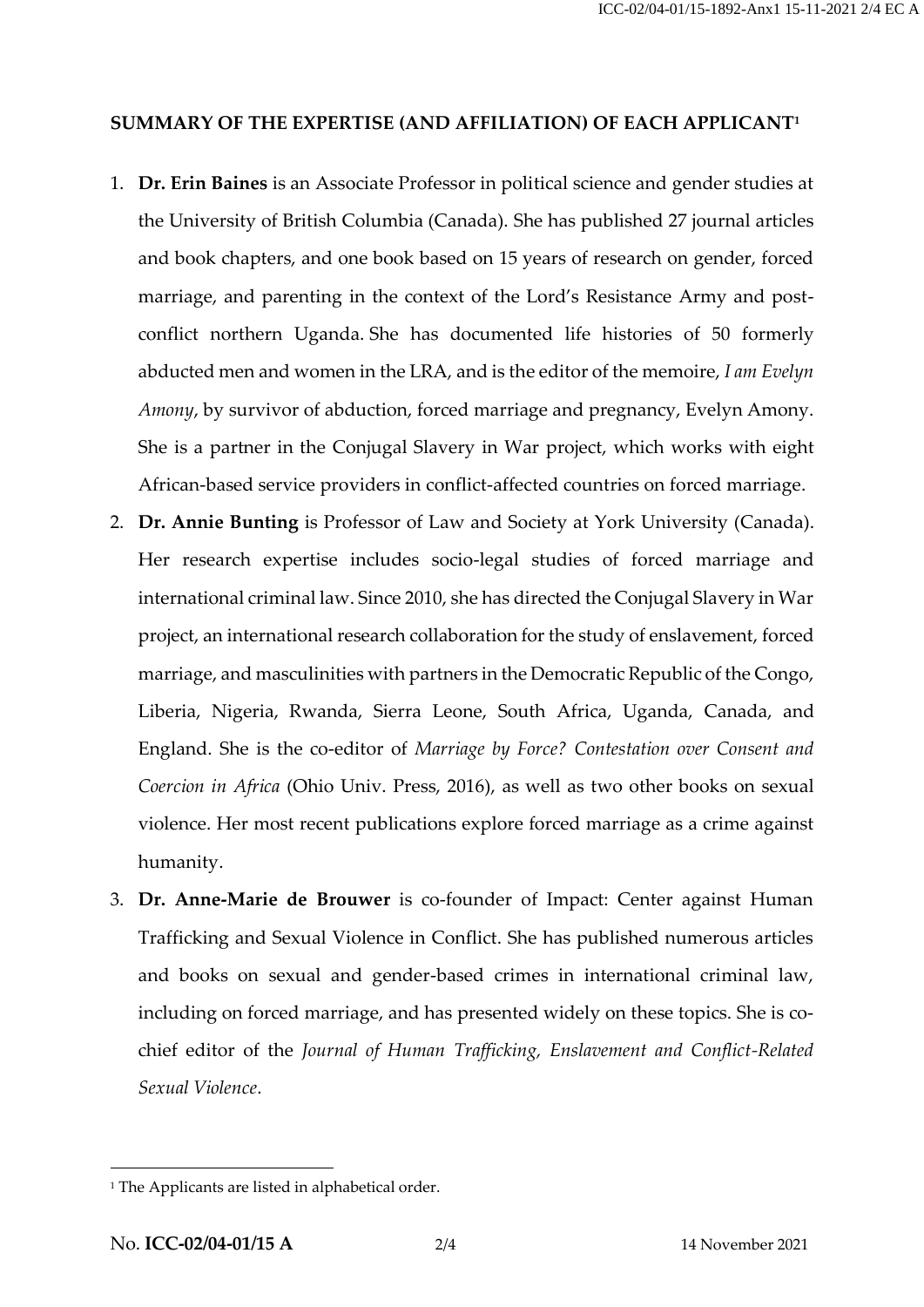**SUMMARY OF THE EXPERTISE (AND AFFILIATION) OF EACH APPLICANT**[1]

1. **Dr. Erin Baines** is an Associate Professor in political science and gender studies at the University of British Columbia (Canada). She has published 27 journal articles and book chapters, and one book based on 15 years of research on gender, forced marriage, and parenting in the context of the Lord's Resistance Army and post-conflict northern Uganda. She has documented life histories of 50 formerly abducted men and women in the LRA, and is the editor of the memoire, *I am Evelyn Amony*, by survivor of abduction, forced marriage and pregnancy, Evelyn Amony. She is a partner in the Conjugal Slavery in War project, which works with eight African-based service providers in conflict-affected countries on forced marriage.
2. **Dr. Annie Bunting** is Professor of Law and Society at York University (Canada). Her research expertise includes socio-legal studies of forced marriage and international criminal law. Since 2010, she has directed the Conjugal Slavery in War project, an international research collaboration for the study of enslavement, forced marriage, and masculinities with partners in the Democratic Republic of the Congo, Liberia, Nigeria, Rwanda, Sierra Leone, South Africa, Uganda, Canada, and England. She is the co-editor of *Marriage by Force? Contestation over Consent and Coercion in Africa* (Ohio Univ. Press, 2016), as well as two other books on sexual violence. Her most recent publications explore forced marriage as a crime against humanity.
3. **Dr. Anne-Marie de Brouwer** is co-founder of Impact: Center against Human Trafficking and Sexual Violence in Conflict. She has published numerous articles and books on sexual and gender-based crimes in international criminal law, including on forced marriage, and has presented widely on these topics. She is co-chief editor of the *Journal of Human Trafficking, Enslavement and Conflict-Related Sexual Violence*.

[1] The Applicants are listed in alphabetical order.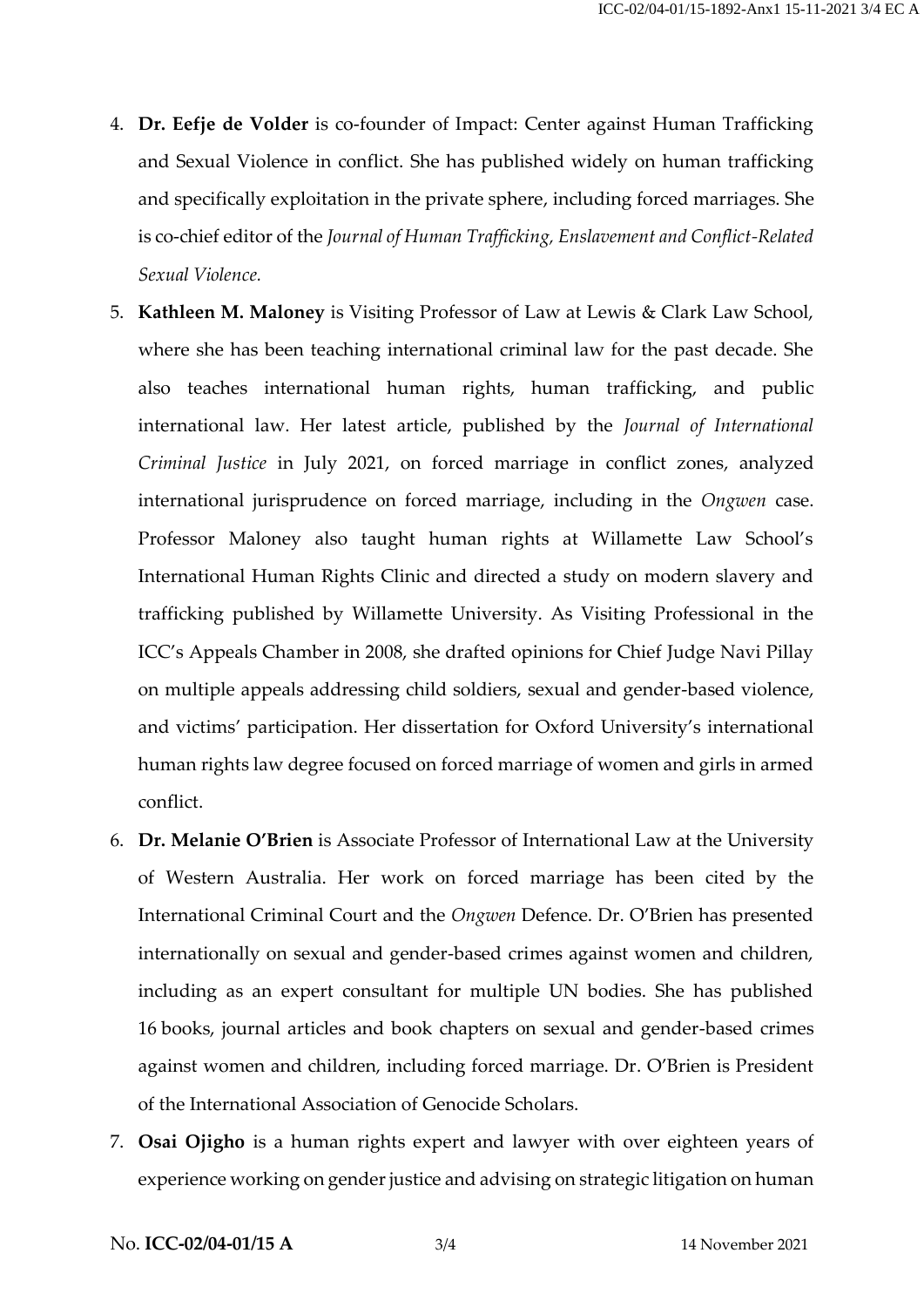4. **Dr. Eefje de Volder** is co-founder of Impact: Center against Human Trafficking and Sexual Violence in conflict. She has published widely on human trafficking and specifically exploitation in the private sphere, including forced marriages. She is co-chief editor of the *Journal of Human Trafficking, Enslavement and Conflict-Related Sexual Violence.*

5. **Kathleen M. Maloney** is Visiting Professor of Law at Lewis & Clark Law School, where she has been teaching international criminal law for the past decade. She also teaches international human rights, human trafficking, and public international law. Her latest article, published by the *Journal of International Criminal Justice* in July 2021, on forced marriage in conflict zones, analyzed international jurisprudence on forced marriage, including in the *Ongwen* case. Professor Maloney also taught human rights at Willamette Law School's International Human Rights Clinic and directed a study on modern slavery and trafficking published by Willamette University. As Visiting Professional in the ICC's Appeals Chamber in 2008, she drafted opinions for Chief Judge Navi Pillay on multiple appeals addressing child soldiers, sexual and gender-based violence, and victims' participation. Her dissertation for Oxford University's international human rights law degree focused on forced marriage of women and girls in armed conflict.

6. **Dr. Melanie O'Brien** is Associate Professor of International Law at the University of Western Australia. Her work on forced marriage has been cited by the International Criminal Court and the *Ongwen* Defence. Dr. O'Brien has presented internationally on sexual and gender-based crimes against women and children, including as an expert consultant for multiple UN bodies. She has published 16 books, journal articles and book chapters on sexual and gender-based crimes against women and children, including forced marriage. Dr. O'Brien is President of the International Association of Genocide Scholars.

7. **Osai Ojigho** is a human rights expert and lawyer with over eighteen years of experience working on gender justice and advising on strategic litigation on human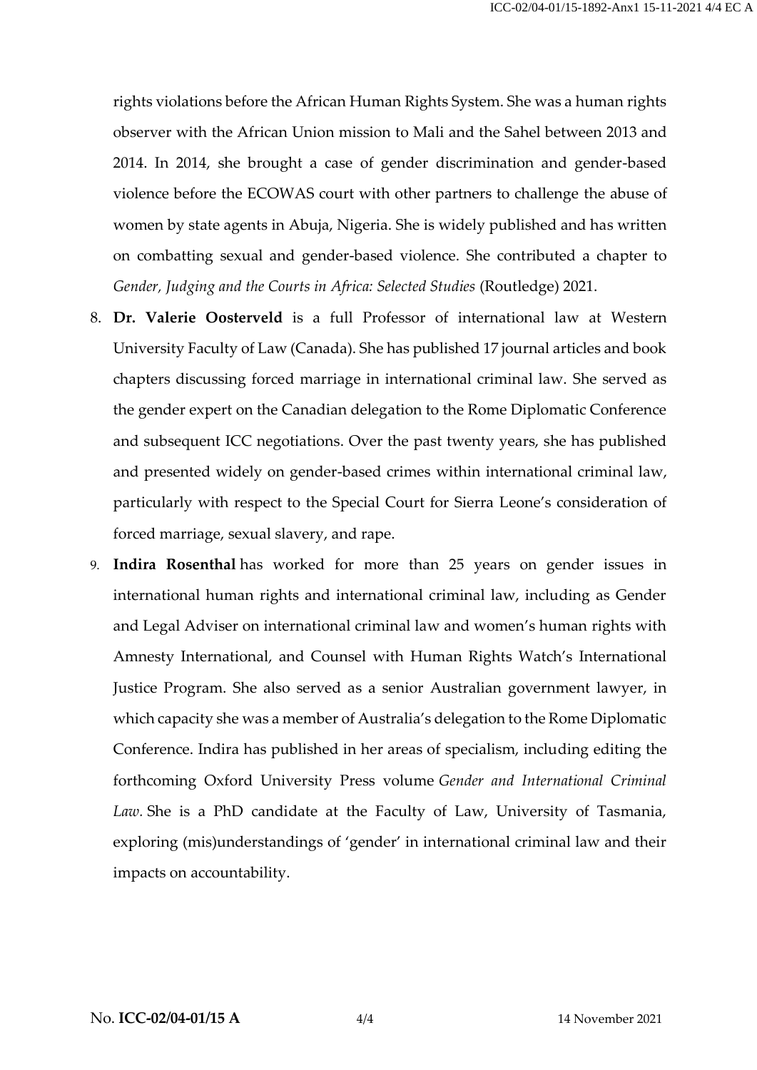rights violations before the African Human Rights System. She was a human rights observer with the African Union mission to Mali and the Sahel between 2013 and 2014. In 2014, she brought a case of gender discrimination and gender-based violence before the ECOWAS court with other partners to challenge the abuse of women by state agents in Abuja, Nigeria. She is widely published and has written on combatting sexual and gender-based violence. She contributed a chapter to *Gender, Judging and the Courts in Africa: Selected Studies* (Routledge) 2021.

8. **Dr. Valerie Oosterveld** is a full Professor of international law at Western University Faculty of Law (Canada). She has published 17 journal articles and book chapters discussing forced marriage in international criminal law. She served as the gender expert on the Canadian delegation to the Rome Diplomatic Conference and subsequent ICC negotiations. Over the past twenty years, she has published and presented widely on gender-based crimes within international criminal law, particularly with respect to the Special Court for Sierra Leone's consideration of forced marriage, sexual slavery, and rape.

9. **Indira Rosenthal** has worked for more than 25 years on gender issues in international human rights and international criminal law, including as Gender and Legal Adviser on international criminal law and women's human rights with Amnesty International, and Counsel with Human Rights Watch's International Justice Program. She also served as a senior Australian government lawyer, in which capacity she was a member of Australia's delegation to the Rome Diplomatic Conference. Indira has published in her areas of specialism, including editing the forthcoming Oxford University Press volume *Gender and International Criminal Law.* She is a PhD candidate at the Faculty of Law, University of Tasmania, exploring (mis)understandings of 'gender' in international criminal law and their impacts on accountability.